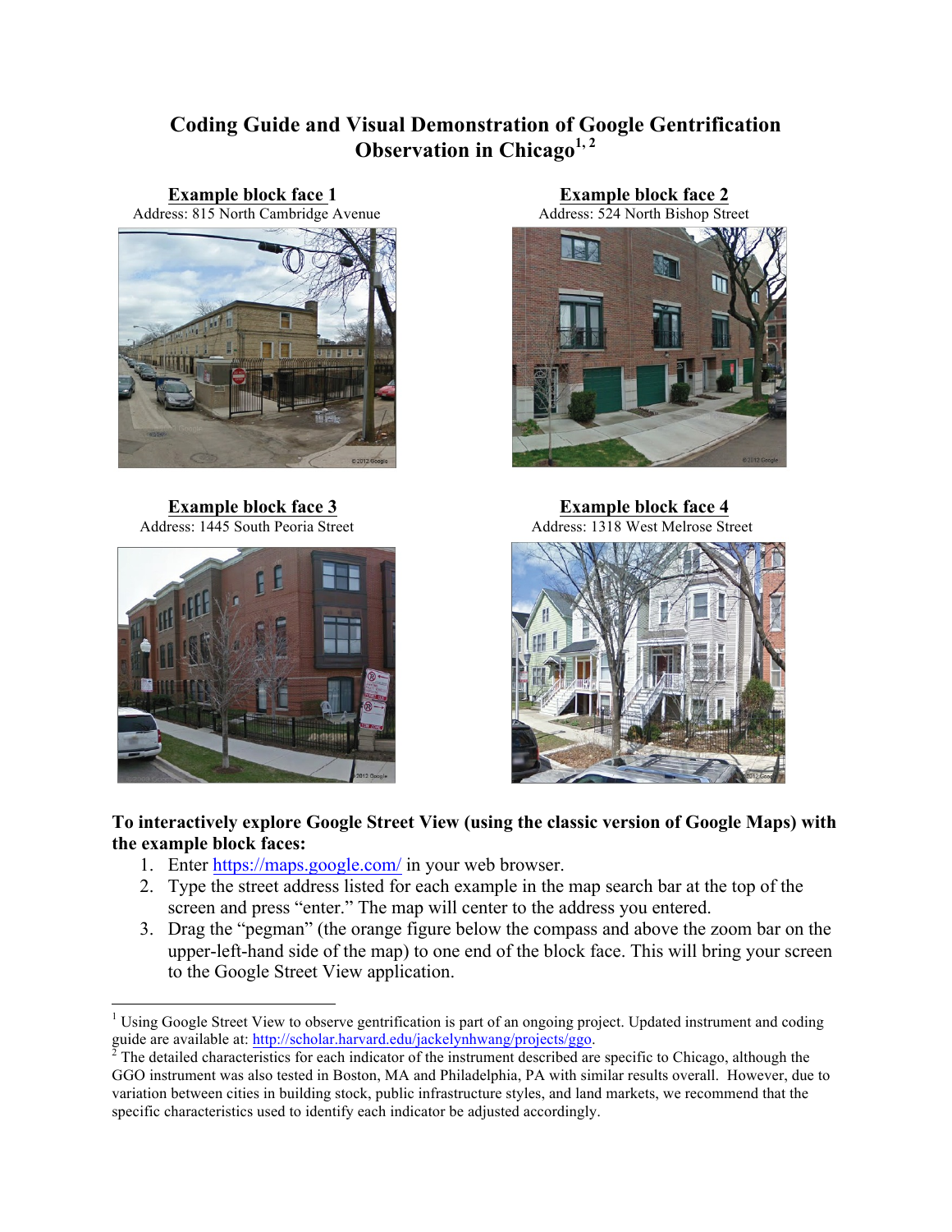# Coding Guide and Visual Demonstration of Google Gentrification Observation in Chicago[1, 2]

**Example block face 1**
Address: 815 North Cambridge Avenue

**Example block face 2**
Address: 524 North Bishop Street

**Example block face 3**
Address: 1445 South Peoria Street

**Example block face 4**
Address: 1318 West Melrose Street

**To interactively explore Google Street View (using the classic version of Google Maps) with the example block faces:**

1. Enter https://maps.google.com/ in your web browser.
2. Type the street address listed for each example in the map search bar at the top of the screen and press "enter." The map will center to the address you entered.
3. Drag the "pegman" (the orange figure below the compass and above the zoom bar on the upper-left-hand side of the map) to one end of the block face. This will bring your screen to the Google Street View application.

---

[1] Using Google Street View to observe gentrification is part of an ongoing project. Updated instrument and coding guide are available at: http://scholar.harvard.edu/jackelynhwang/projects/ggo.

[2] The detailed characteristics for each indicator of the instrument described are specific to Chicago, although the GGO instrument was also tested in Boston, MA and Philadelphia, PA with similar results overall. However, due to variation between cities in building stock, public infrastructure styles, and land markets, we recommend that the specific characteristics used to identify each indicator be adjusted accordingly.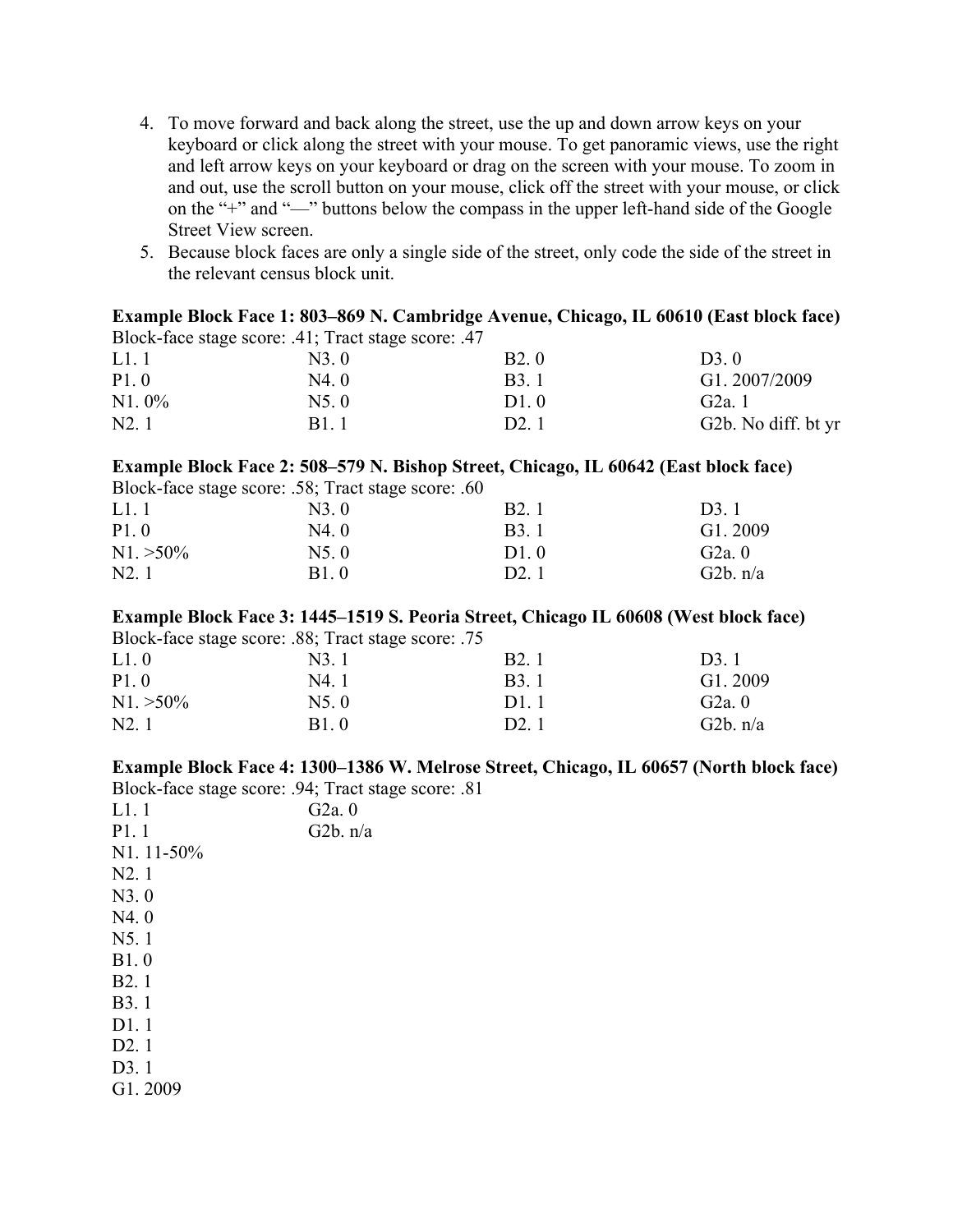4. To move forward and back along the street, use the up and down arrow keys on your keyboard or click along the street with your mouse. To get panoramic views, use the right and left arrow keys on your keyboard or drag on the screen with your mouse. To zoom in and out, use the scroll button on your mouse, click off the street with your mouse, or click on the "+" and "—" buttons below the compass in the upper left-hand side of the Google Street View screen.
5. Because block faces are only a single side of the street, only code the side of the street in the relevant census block unit.

**Example Block Face 1: 803–869 N. Cambridge Avenue, Chicago, IL 60610 (East block face)**

Block-face stage score: .41; Tract stage score: .47

| | | | |
|---|---|---|---|
| L1. 1 | N3. 0 | B2. 0 | D3. 0 |
| P1. 0 | N4. 0 | B3. 1 | G1. 2007/2009 |
| N1. 0% | N5. 0 | D1. 0 | G2a. 1 |
| N2. 1 | B1. 1 | D2. 1 | G2b. No diff. bt yr |

**Example Block Face 2: 508–579 N. Bishop Street, Chicago, IL 60642 (East block face)**

Block-face stage score: .58; Tract stage score: .60

| | | | |
|---|---|---|---|
| L1. 1 | N3. 0 | B2. 1 | D3. 1 |
| P1. 0 | N4. 0 | B3. 1 | G1. 2009 |
| N1. >50% | N5. 0 | D1. 0 | G2a. 0 |
| N2. 1 | B1. 0 | D2. 1 | G2b. n/a |

**Example Block Face 3: 1445–1519 S. Peoria Street, Chicago IL 60608 (West block face)**

Block-face stage score: .88; Tract stage score: .75

| | | | |
|---|---|---|---|
| L1. 0 | N3. 1 | B2. 1 | D3. 1 |
| P1. 0 | N4. 1 | B3. 1 | G1. 2009 |
| N1. >50% | N5. 0 | D1. 1 | G2a. 0 |
| N2. 1 | B1. 0 | D2. 1 | G2b. n/a |

**Example Block Face 4: 1300–1386 W. Melrose Street, Chicago, IL 60657 (North block face)**

Block-face stage score: .94; Tract stage score: .81

L1. 1
P1. 1
N1. 11-50%
N2. 1
N3. 0
N4. 0
N5. 1
B1. 0
B2. 1
B3. 1
D1. 1
D2. 1
D3. 1
G1. 2009
G2a. 0
G2b. n/a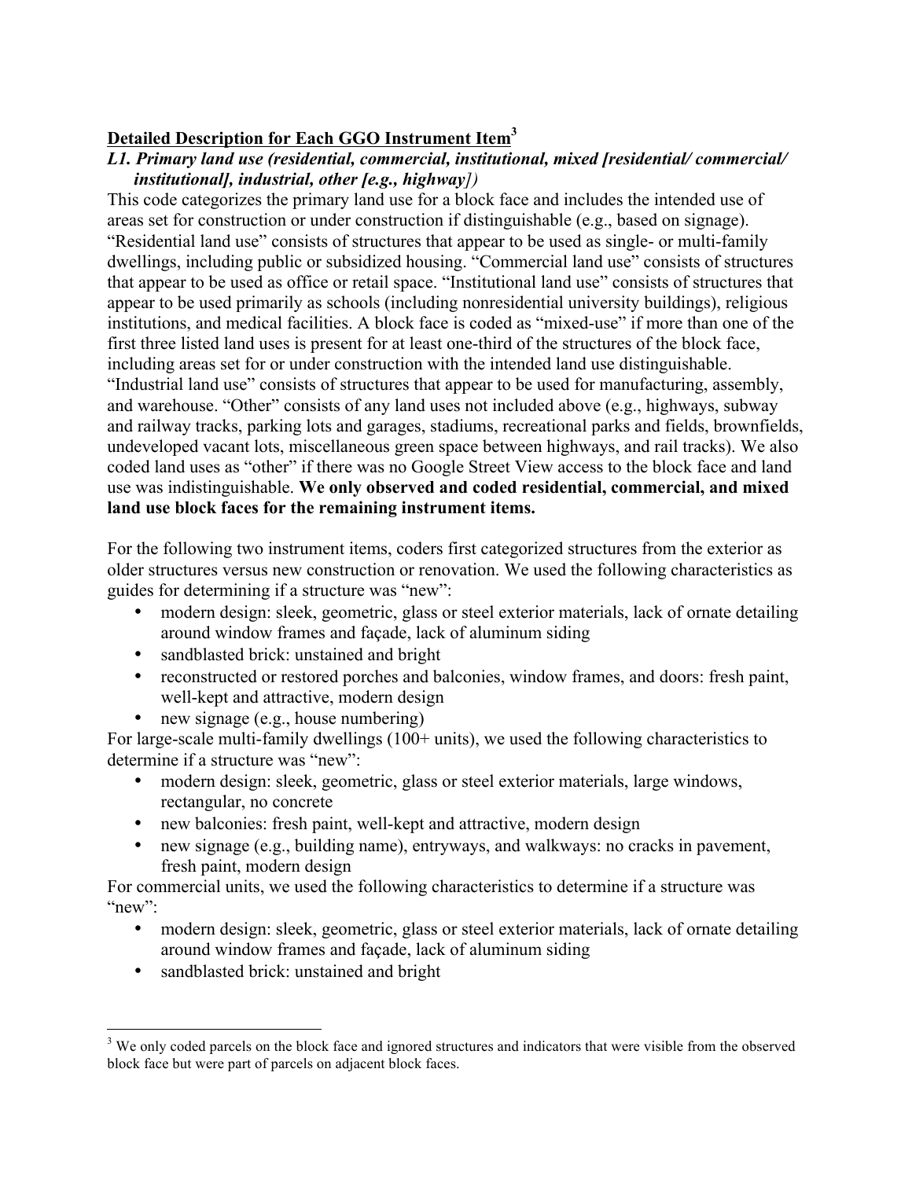## Detailed Description for Each GGO Instrument Item[3]

### *L1. Primary land use (residential, commercial, institutional, mixed [residential/ commercial/ institutional], industrial, other [e.g., highway])*

This code categorizes the primary land use for a block face and includes the intended use of areas set for construction or under construction if distinguishable (e.g., based on signage). "Residential land use" consists of structures that appear to be used as single- or multi-family dwellings, including public or subsidized housing. "Commercial land use" consists of structures that appear to be used as office or retail space. "Institutional land use" consists of structures that appear to be used primarily as schools (including nonresidential university buildings), religious institutions, and medical facilities. A block face is coded as "mixed-use" if more than one of the first three listed land uses is present for at least one-third of the structures of the block face, including areas set for or under construction with the intended land use distinguishable. "Industrial land use" consists of structures that appear to be used for manufacturing, assembly, and warehouse. "Other" consists of any land uses not included above (e.g., highways, subway and railway tracks, parking lots and garages, stadiums, recreational parks and fields, brownfields, undeveloped vacant lots, miscellaneous green space between highways, and rail tracks). We also coded land uses as "other" if there was no Google Street View access to the block face and land use was indistinguishable. **We only observed and coded residential, commercial, and mixed land use block faces for the remaining instrument items.**

For the following two instrument items, coders first categorized structures from the exterior as older structures versus new construction or renovation. We used the following characteristics as guides for determining if a structure was "new":

- modern design: sleek, geometric, glass or steel exterior materials, lack of ornate detailing around window frames and façade, lack of aluminum siding
- sandblasted brick: unstained and bright
- reconstructed or restored porches and balconies, window frames, and doors: fresh paint, well-kept and attractive, modern design
- new signage (e.g., house numbering)

For large-scale multi-family dwellings (100+ units), we used the following characteristics to determine if a structure was "new":

- modern design: sleek, geometric, glass or steel exterior materials, large windows, rectangular, no concrete
- new balconies: fresh paint, well-kept and attractive, modern design
- new signage (e.g., building name), entryways, and walkways: no cracks in pavement, fresh paint, modern design

For commercial units, we used the following characteristics to determine if a structure was "new":

- modern design: sleek, geometric, glass or steel exterior materials, lack of ornate detailing around window frames and façade, lack of aluminum siding
- sandblasted brick: unstained and bright

---

[3] We only coded parcels on the block face and ignored structures and indicators that were visible from the observed block face but were part of parcels on adjacent block faces.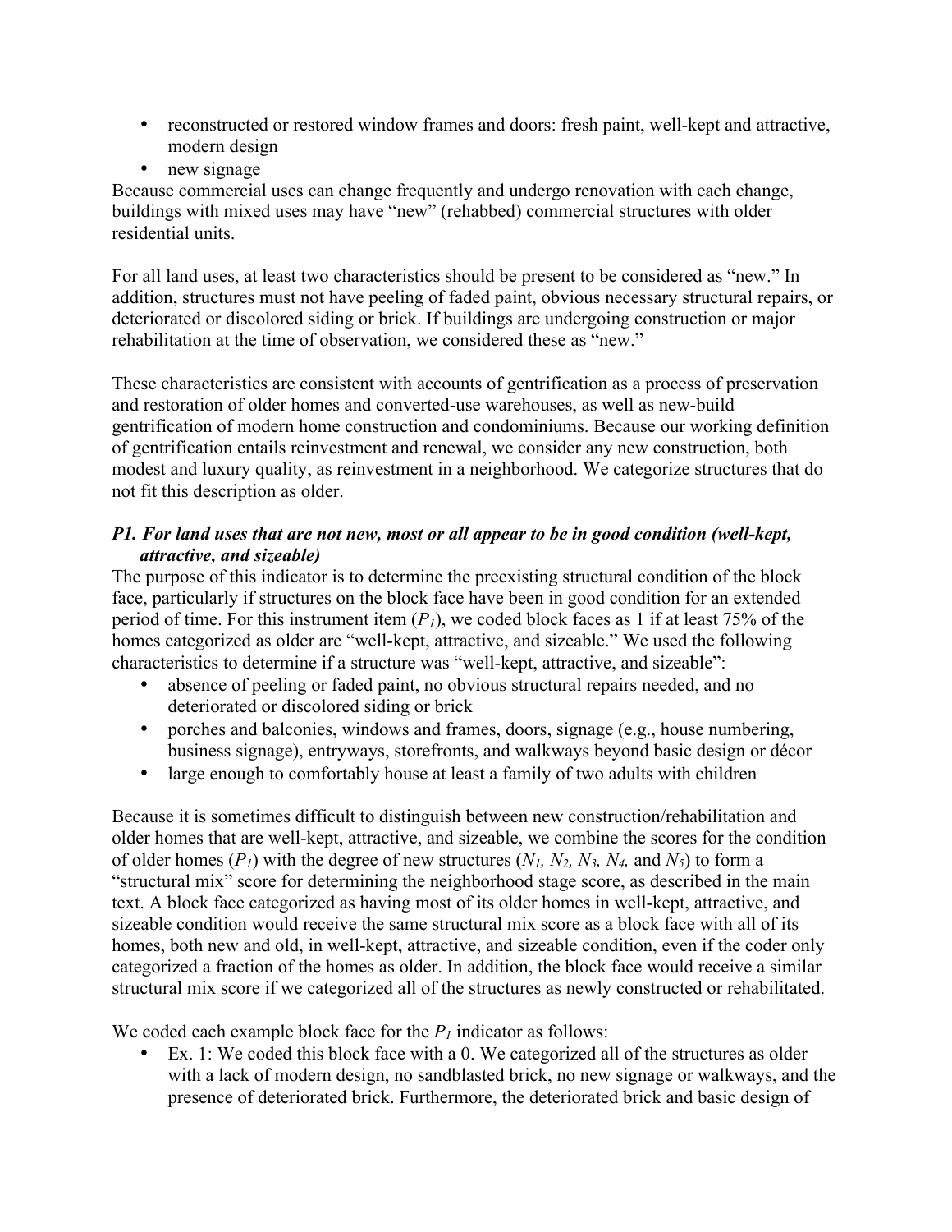- reconstructed or restored window frames and doors: fresh paint, well-kept and attractive, modern design
- new signage

Because commercial uses can change frequently and undergo renovation with each change, buildings with mixed uses may have "new" (rehabbed) commercial structures with older residential units.

For all land uses, at least two characteristics should be present to be considered as "new." In addition, structures must not have peeling of faded paint, obvious necessary structural repairs, or deteriorated or discolored siding or brick. If buildings are undergoing construction or major rehabilitation at the time of observation, we considered these as "new."

These characteristics are consistent with accounts of gentrification as a process of preservation and restoration of older homes and converted-use warehouses, as well as new-build gentrification of modern home construction and condominiums. Because our working definition of gentrification entails reinvestment and renewal, we consider any new construction, both modest and luxury quality, as reinvestment in a neighborhood. We categorize structures that do not fit this description as older.

***P1. For land uses that are not new, most or all appear to be in good condition (well-kept, attractive, and sizeable)***

The purpose of this indicator is to determine the preexisting structural condition of the block face, particularly if structures on the block face have been in good condition for an extended period of time. For this instrument item ($P_1$), we coded block faces as 1 if at least 75% of the homes categorized as older are "well-kept, attractive, and sizeable." We used the following characteristics to determine if a structure was "well-kept, attractive, and sizeable":

- absence of peeling or faded paint, no obvious structural repairs needed, and no deteriorated or discolored siding or brick
- porches and balconies, windows and frames, doors, signage (e.g., house numbering, business signage), entryways, storefronts, and walkways beyond basic design or décor
- large enough to comfortably house at least a family of two adults with children

Because it is sometimes difficult to distinguish between new construction/rehabilitation and older homes that are well-kept, attractive, and sizeable, we combine the scores for the condition of older homes ($P_1$) with the degree of new structures ($N_1$, $N_2$, $N_3$, $N_4$, and $N_5$) to form a "structural mix" score for determining the neighborhood stage score, as described in the main text. A block face categorized as having most of its older homes in well-kept, attractive, and sizeable condition would receive the same structural mix score as a block face with all of its homes, both new and old, in well-kept, attractive, and sizeable condition, even if the coder only categorized a fraction of the homes as older. In addition, the block face would receive a similar structural mix score if we categorized all of the structures as newly constructed or rehabilitated.

We coded each example block face for the $P_1$ indicator as follows:

- Ex. 1: We coded this block face with a 0. We categorized all of the structures as older with a lack of modern design, no sandblasted brick, no new signage or walkways, and the presence of deteriorated brick. Furthermore, the deteriorated brick and basic design of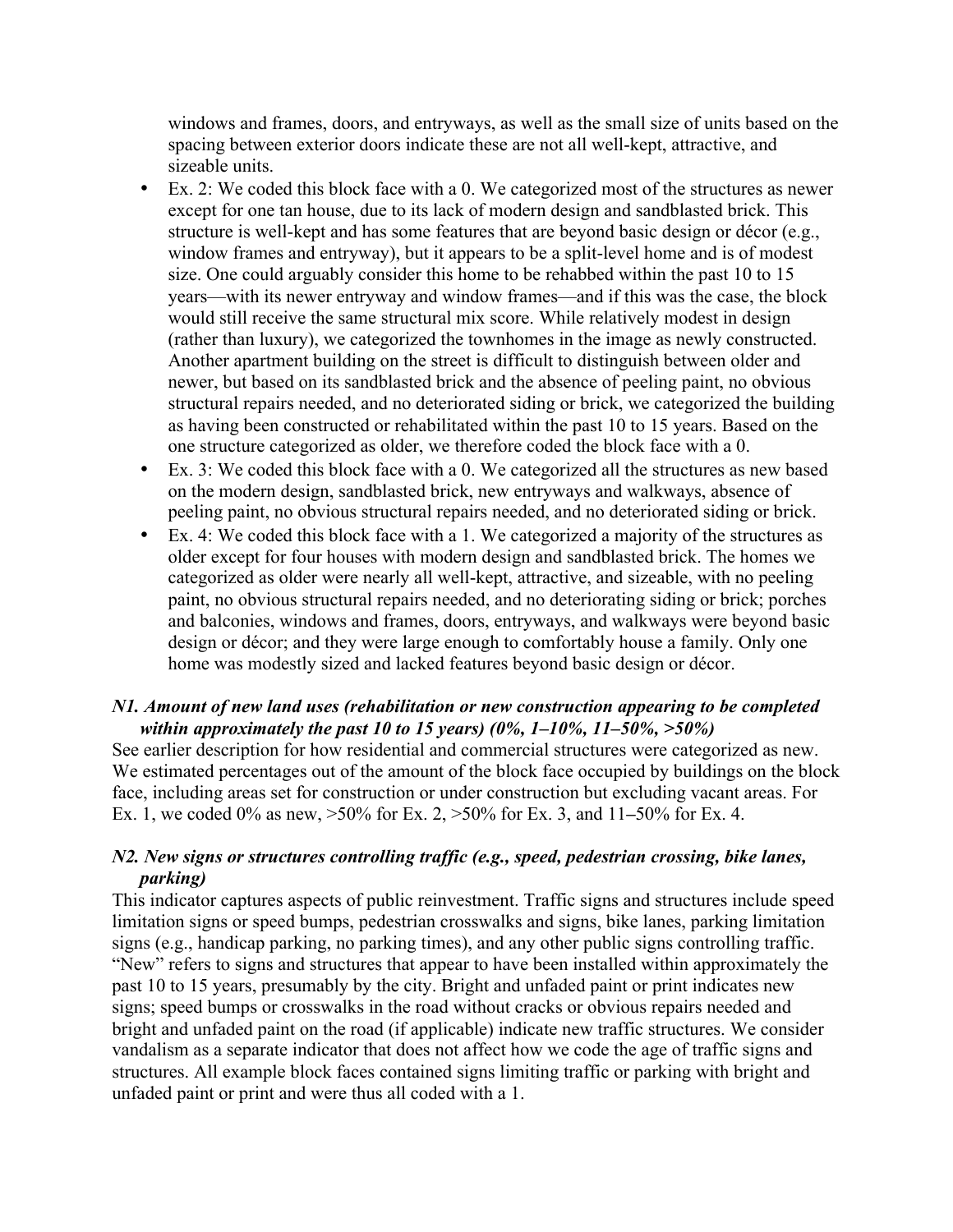windows and frames, doors, and entryways, as well as the small size of units based on the spacing between exterior doors indicate these are not all well-kept, attractive, and sizeable units.

- Ex. 2: We coded this block face with a 0. We categorized most of the structures as newer except for one tan house, due to its lack of modern design and sandblasted brick. This structure is well-kept and has some features that are beyond basic design or décor (e.g., window frames and entryway), but it appears to be a split-level home and is of modest size. One could arguably consider this home to be rehabbed within the past 10 to 15 years—with its newer entryway and window frames—and if this was the case, the block would still receive the same structural mix score. While relatively modest in design (rather than luxury), we categorized the townhomes in the image as newly constructed. Another apartment building on the street is difficult to distinguish between older and newer, but based on its sandblasted brick and the absence of peeling paint, no obvious structural repairs needed, and no deteriorated siding or brick, we categorized the building as having been constructed or rehabilitated within the past 10 to 15 years. Based on the one structure categorized as older, we therefore coded the block face with a 0.
- Ex. 3: We coded this block face with a 0. We categorized all the structures as new based on the modern design, sandblasted brick, new entryways and walkways, absence of peeling paint, no obvious structural repairs needed, and no deteriorated siding or brick.
- Ex. 4: We coded this block face with a 1. We categorized a majority of the structures as older except for four houses with modern design and sandblasted brick. The homes we categorized as older were nearly all well-kept, attractive, and sizeable, with no peeling paint, no obvious structural repairs needed, and no deteriorating siding or brick; porches and balconies, windows and frames, doors, entryways, and walkways were beyond basic design or décor; and they were large enough to comfortably house a family. Only one home was modestly sized and lacked features beyond basic design or décor.

***N1. Amount of new land uses (rehabilitation or new construction appearing to be completed within approximately the past 10 to 15 years) (0%, 1–10%, 11–50%, >50%)***

See earlier description for how residential and commercial structures were categorized as new. We estimated percentages out of the amount of the block face occupied by buildings on the block face, including areas set for construction or under construction but excluding vacant areas. For Ex. 1, we coded 0% as new, >50% for Ex. 2, >50% for Ex. 3, and 11–50% for Ex. 4.

***N2. New signs or structures controlling traffic (e.g., speed, pedestrian crossing, bike lanes, parking)***

This indicator captures aspects of public reinvestment. Traffic signs and structures include speed limitation signs or speed bumps, pedestrian crosswalks and signs, bike lanes, parking limitation signs (e.g., handicap parking, no parking times), and any other public signs controlling traffic. "New" refers to signs and structures that appear to have been installed within approximately the past 10 to 15 years, presumably by the city. Bright and unfaded paint or print indicates new signs; speed bumps or crosswalks in the road without cracks or obvious repairs needed and bright and unfaded paint on the road (if applicable) indicate new traffic structures. We consider vandalism as a separate indicator that does not affect how we code the age of traffic signs and structures. All example block faces contained signs limiting traffic or parking with bright and unfaded paint or print and were thus all coded with a 1.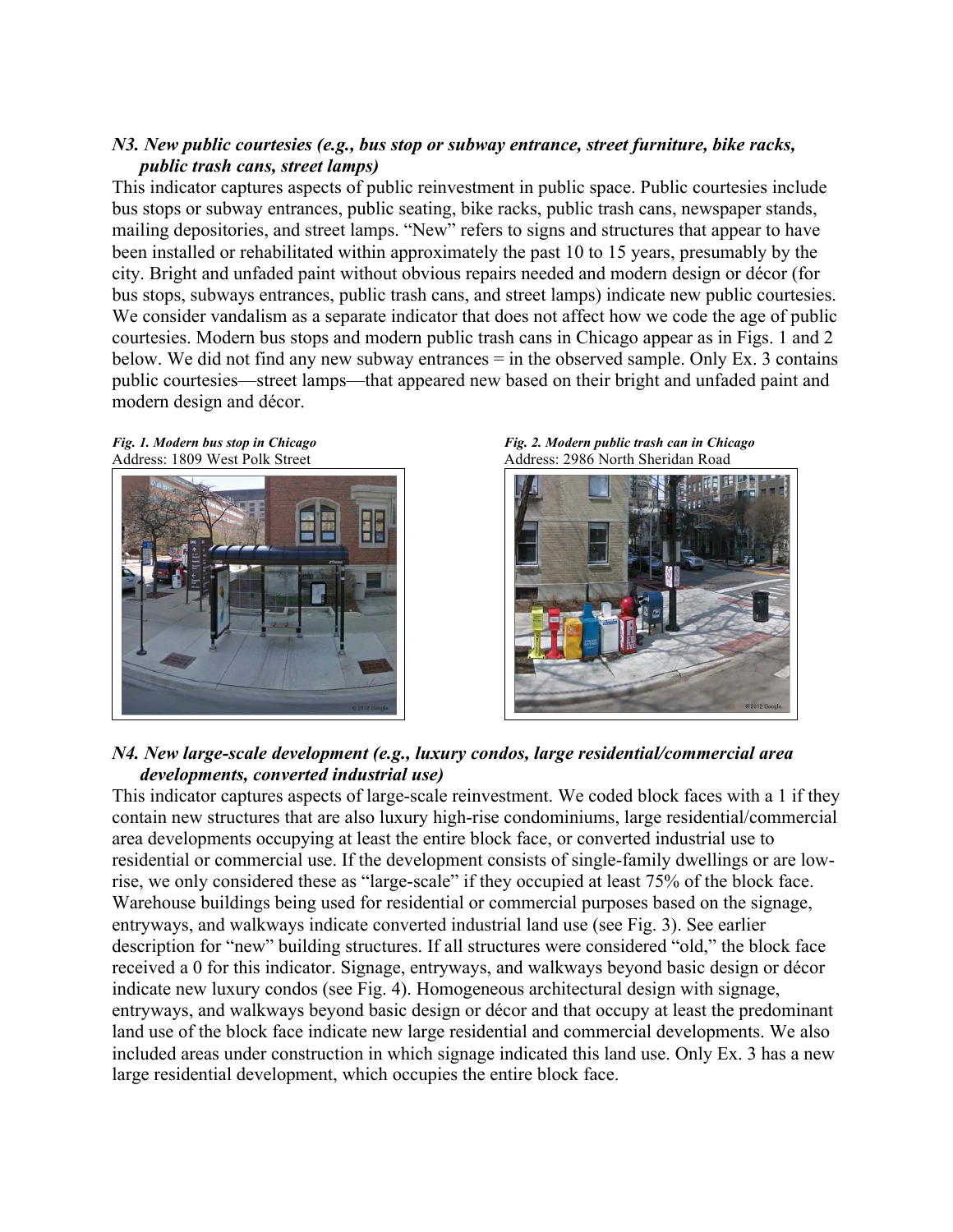### *N3. New public courtesies (e.g., bus stop or subway entrance, street furniture, bike racks, public trash cans, street lamps)*

This indicator captures aspects of public reinvestment in public space. Public courtesies include bus stops or subway entrances, public seating, bike racks, public trash cans, newspaper stands, mailing depositories, and street lamps. "New" refers to signs and structures that appear to have been installed or rehabilitated within approximately the past 10 to 15 years, presumably by the city. Bright and unfaded paint without obvious repairs needed and modern design or décor (for bus stops, subways entrances, public trash cans, and street lamps) indicate new public courtesies. We consider vandalism as a separate indicator that does not affect how we code the age of public courtesies. Modern bus stops and modern public trash cans in Chicago appear as in Figs. 1 and 2 below. We did not find any new subway entrances = in the observed sample. Only Ex. 3 contains public courtesies—street lamps—that appeared new based on their bright and unfaded paint and modern design and décor.

***Fig. 1. Modern bus stop in Chicago***
Address: 1809 West Polk Street

***Fig. 2. Modern public trash can in Chicago***
Address: 2986 North Sheridan Road

### *N4. New large-scale development (e.g., luxury condos, large residential/commercial area developments, converted industrial use)*

This indicator captures aspects of large-scale reinvestment. We coded block faces with a 1 if they contain new structures that are also luxury high-rise condominiums, large residential/commercial area developments occupying at least the entire block face, or converted industrial use to residential or commercial use. If the development consists of single-family dwellings or are low-rise, we only considered these as "large-scale" if they occupied at least 75% of the block face. Warehouse buildings being used for residential or commercial purposes based on the signage, entryways, and walkways indicate converted industrial land use (see Fig. 3). See earlier description for "new" building structures. If all structures were considered "old," the block face received a 0 for this indicator. Signage, entryways, and walkways beyond basic design or décor indicate new luxury condos (see Fig. 4). Homogeneous architectural design with signage, entryways, and walkways beyond basic design or décor and that occupy at least the predominant land use of the block face indicate new large residential and commercial developments. We also included areas under construction in which signage indicated this land use. Only Ex. 3 has a new large residential development, which occupies the entire block face.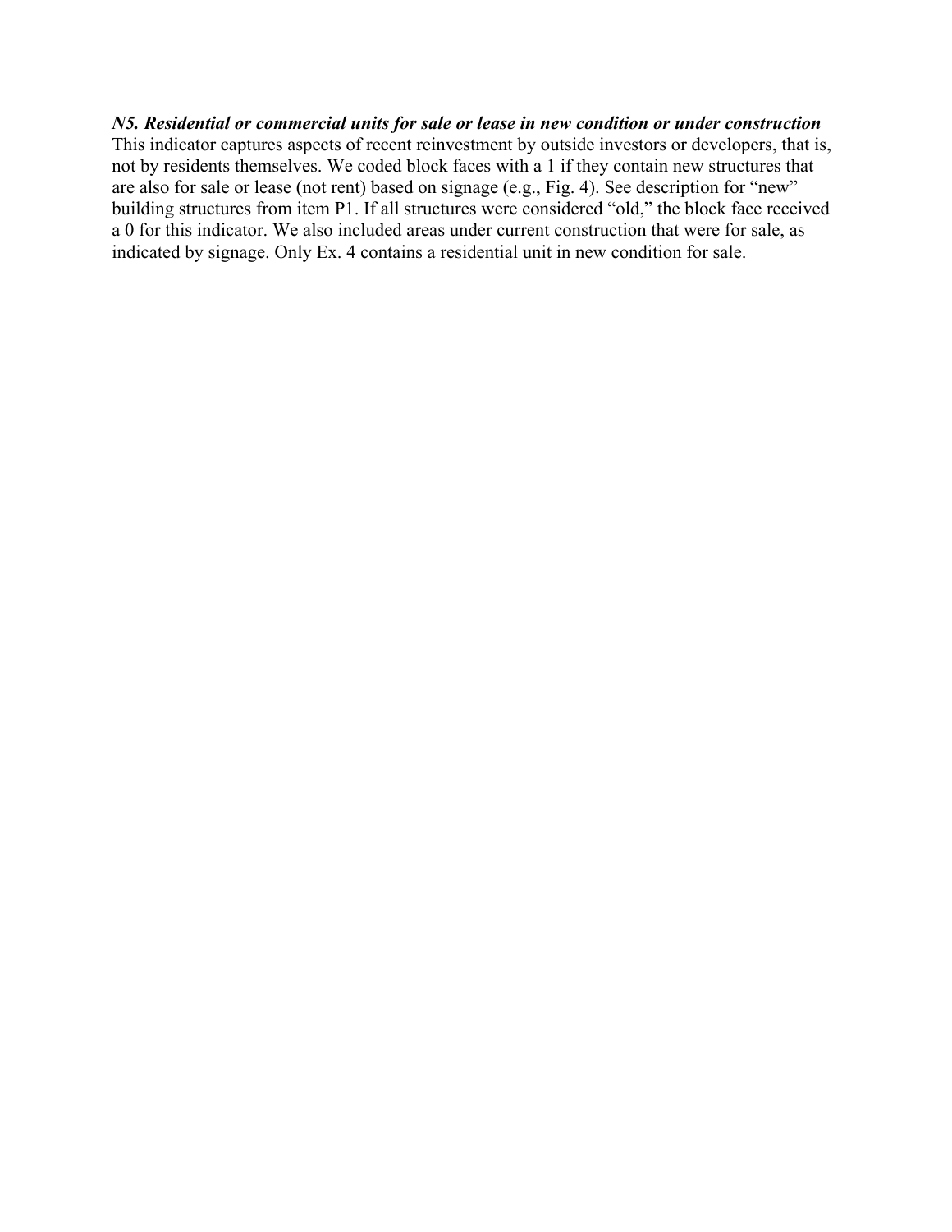***N5. Residential or commercial units for sale or lease in new condition or under construction***

This indicator captures aspects of recent reinvestment by outside investors or developers, that is, not by residents themselves. We coded block faces with a 1 if they contain new structures that are also for sale or lease (not rent) based on signage (e.g., Fig. 4). See description for "new" building structures from item P1. If all structures were considered "old," the block face received a 0 for this indicator. We also included areas under current construction that were for sale, as indicated by signage. Only Ex. 4 contains a residential unit in new condition for sale.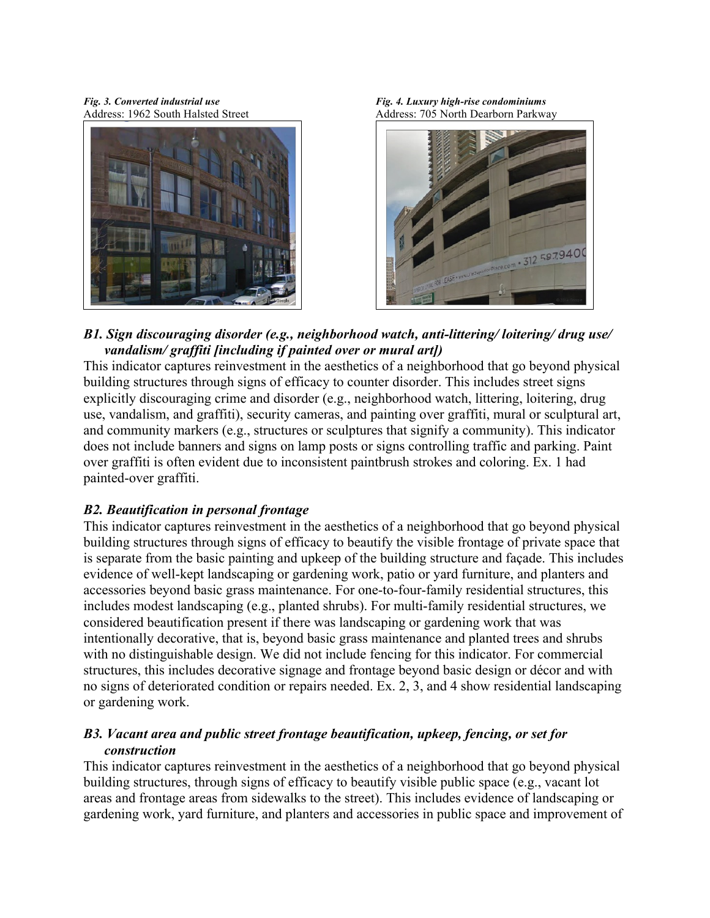*Fig. 3. Converted industrial use*
Address: 1962 South Halsted Street

*Fig. 4. Luxury high-rise condominiums*
Address: 705 North Dearborn Parkway

### *B1. Sign discouraging disorder (e.g., neighborhood watch, anti-littering/ loitering/ drug use/ vandalism/ graffiti [including if painted over or mural art])*

This indicator captures reinvestment in the aesthetics of a neighborhood that go beyond physical building structures through signs of efficacy to counter disorder. This includes street signs explicitly discouraging crime and disorder (e.g., neighborhood watch, littering, loitering, drug use, vandalism, and graffiti), security cameras, and painting over graffiti, mural or sculptural art, and community markers (e.g., structures or sculptures that signify a community). This indicator does not include banners and signs on lamp posts or signs controlling traffic and parking. Paint over graffiti is often evident due to inconsistent paintbrush strokes and coloring. Ex. 1 had painted-over graffiti.

### *B2. Beautification in personal frontage*

This indicator captures reinvestment in the aesthetics of a neighborhood that go beyond physical building structures through signs of efficacy to beautify the visible frontage of private space that is separate from the basic painting and upkeep of the building structure and façade. This includes evidence of well-kept landscaping or gardening work, patio or yard furniture, and planters and accessories beyond basic grass maintenance. For one-to-four-family residential structures, this includes modest landscaping (e.g., planted shrubs). For multi-family residential structures, we considered beautification present if there was landscaping or gardening work that was intentionally decorative, that is, beyond basic grass maintenance and planted trees and shrubs with no distinguishable design. We did not include fencing for this indicator. For commercial structures, this includes decorative signage and frontage beyond basic design or décor and with no signs of deteriorated condition or repairs needed. Ex. 2, 3, and 4 show residential landscaping or gardening work.

### *B3. Vacant area and public street frontage beautification, upkeep, fencing, or set for construction*

This indicator captures reinvestment in the aesthetics of a neighborhood that go beyond physical building structures, through signs of efficacy to beautify visible public space (e.g., vacant lot areas and frontage areas from sidewalks to the street). This includes evidence of landscaping or gardening work, yard furniture, and planters and accessories in public space and improvement of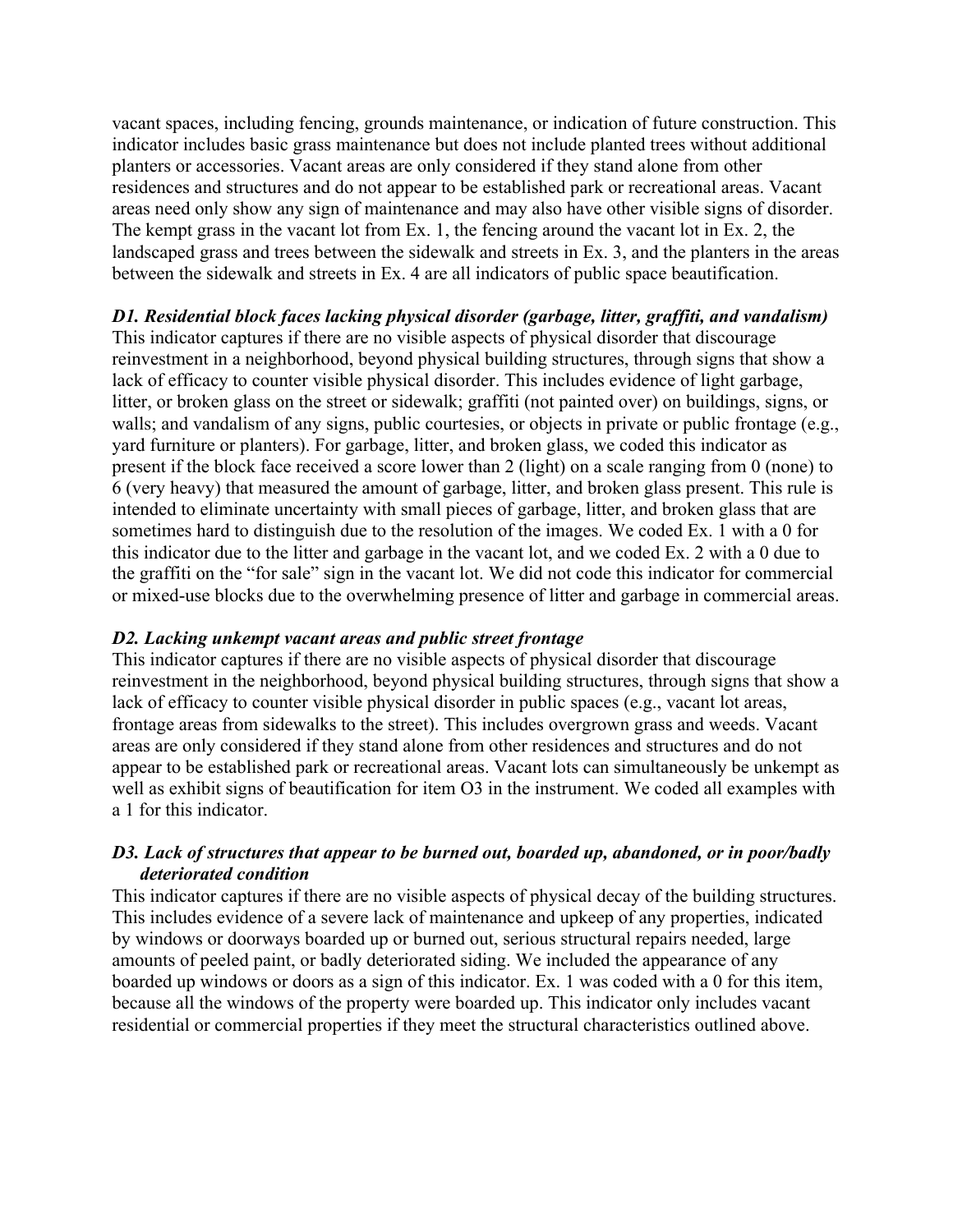vacant spaces, including fencing, grounds maintenance, or indication of future construction. This indicator includes basic grass maintenance but does not include planted trees without additional planters or accessories. Vacant areas are only considered if they stand alone from other residences and structures and do not appear to be established park or recreational areas. Vacant areas need only show any sign of maintenance and may also have other visible signs of disorder. The kempt grass in the vacant lot from Ex. 1, the fencing around the vacant lot in Ex. 2, the landscaped grass and trees between the sidewalk and streets in Ex. 3, and the planters in the areas between the sidewalk and streets in Ex. 4 are all indicators of public space beautification.

***D1. Residential block faces lacking physical disorder (garbage, litter, graffiti, and vandalism)***

This indicator captures if there are no visible aspects of physical disorder that discourage reinvestment in a neighborhood, beyond physical building structures, through signs that show a lack of efficacy to counter visible physical disorder. This includes evidence of light garbage, litter, or broken glass on the street or sidewalk; graffiti (not painted over) on buildings, signs, or walls; and vandalism of any signs, public courtesies, or objects in private or public frontage (e.g., yard furniture or planters). For garbage, litter, and broken glass, we coded this indicator as present if the block face received a score lower than 2 (light) on a scale ranging from 0 (none) to 6 (very heavy) that measured the amount of garbage, litter, and broken glass present. This rule is intended to eliminate uncertainty with small pieces of garbage, litter, and broken glass that are sometimes hard to distinguish due to the resolution of the images. We coded Ex. 1 with a 0 for this indicator due to the litter and garbage in the vacant lot, and we coded Ex. 2 with a 0 due to the graffiti on the "for sale" sign in the vacant lot. We did not code this indicator for commercial or mixed-use blocks due to the overwhelming presence of litter and garbage in commercial areas.

***D2. Lacking unkempt vacant areas and public street frontage***

This indicator captures if there are no visible aspects of physical disorder that discourage reinvestment in the neighborhood, beyond physical building structures, through signs that show a lack of efficacy to counter visible physical disorder in public spaces (e.g., vacant lot areas, frontage areas from sidewalks to the street). This includes overgrown grass and weeds. Vacant areas are only considered if they stand alone from other residences and structures and do not appear to be established park or recreational areas. Vacant lots can simultaneously be unkempt as well as exhibit signs of beautification for item O3 in the instrument. We coded all examples with a 1 for this indicator.

***D3. Lack of structures that appear to be burned out, boarded up, abandoned, or in poor/badly deteriorated condition***

This indicator captures if there are no visible aspects of physical decay of the building structures. This includes evidence of a severe lack of maintenance and upkeep of any properties, indicated by windows or doorways boarded up or burned out, serious structural repairs needed, large amounts of peeled paint, or badly deteriorated siding. We included the appearance of any boarded up windows or doors as a sign of this indicator. Ex. 1 was coded with a 0 for this item, because all the windows of the property were boarded up. This indicator only includes vacant residential or commercial properties if they meet the structural characteristics outlined above.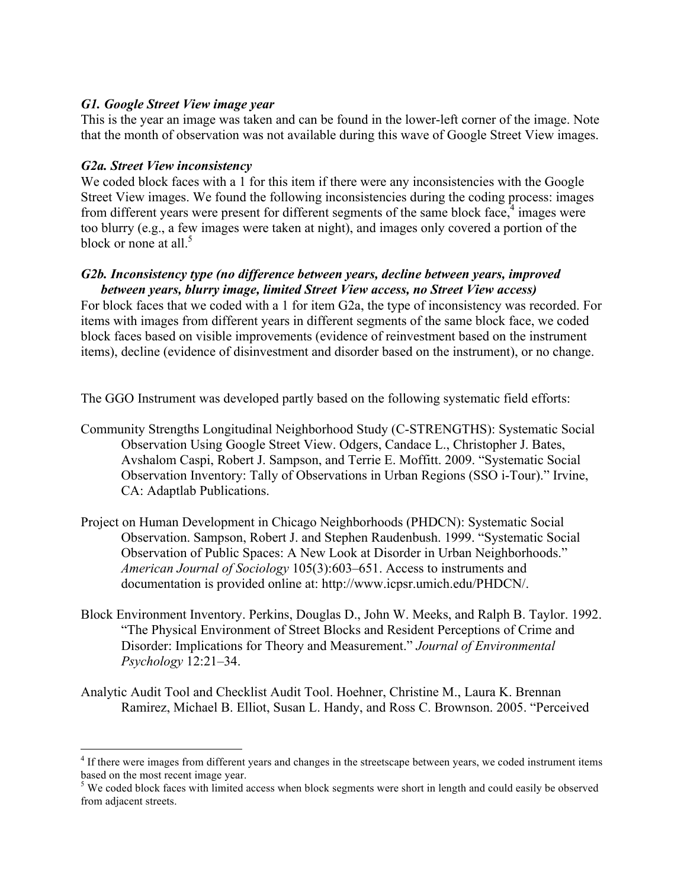***G1. Google Street View image year***

This is the year an image was taken and can be found in the lower-left corner of the image. Note that the month of observation was not available during this wave of Google Street View images.

***G2a. Street View inconsistency***

We coded block faces with a 1 for this item if there were any inconsistencies with the Google Street View images. We found the following inconsistencies during the coding process: images from different years were present for different segments of the same block face,[4] images were too blurry (e.g., a few images were taken at night), and images only covered a portion of the block or none at all.[5]

***G2b. Inconsistency type (no difference between years, decline between years, improved between years, blurry image, limited Street View access, no Street View access)***

For block faces that we coded with a 1 for item G2a, the type of inconsistency was recorded. For items with images from different years in different segments of the same block face, we coded block faces based on visible improvements (evidence of reinvestment based on the instrument items), decline (evidence of disinvestment and disorder based on the instrument), or no change.

The GGO Instrument was developed partly based on the following systematic field efforts:

Community Strengths Longitudinal Neighborhood Study (C-STRENGTHS): Systematic Social Observation Using Google Street View. Odgers, Candace L., Christopher J. Bates, Avshalom Caspi, Robert J. Sampson, and Terrie E. Moffitt. 2009. "Systematic Social Observation Inventory: Tally of Observations in Urban Regions (SSO i-Tour)." Irvine, CA: Adaptlab Publications.

Project on Human Development in Chicago Neighborhoods (PHDCN): Systematic Social Observation. Sampson, Robert J. and Stephen Raudenbush. 1999. "Systematic Social Observation of Public Spaces: A New Look at Disorder in Urban Neighborhoods." *American Journal of Sociology* 105(3):603–651. Access to instruments and documentation is provided online at: http://www.icpsr.umich.edu/PHDCN/.

Block Environment Inventory. Perkins, Douglas D., John W. Meeks, and Ralph B. Taylor. 1992. "The Physical Environment of Street Blocks and Resident Perceptions of Crime and Disorder: Implications for Theory and Measurement." *Journal of Environmental Psychology* 12:21–34.

Analytic Audit Tool and Checklist Audit Tool. Hoehner, Christine M., Laura K. Brennan Ramirez, Michael B. Elliot, Susan L. Handy, and Ross C. Brownson. 2005. "Perceived

---

[4] If there were images from different years and changes in the streetscape between years, we coded instrument items based on the most recent image year.

[5] We coded block faces with limited access when block segments were short in length and could easily be observed from adjacent streets.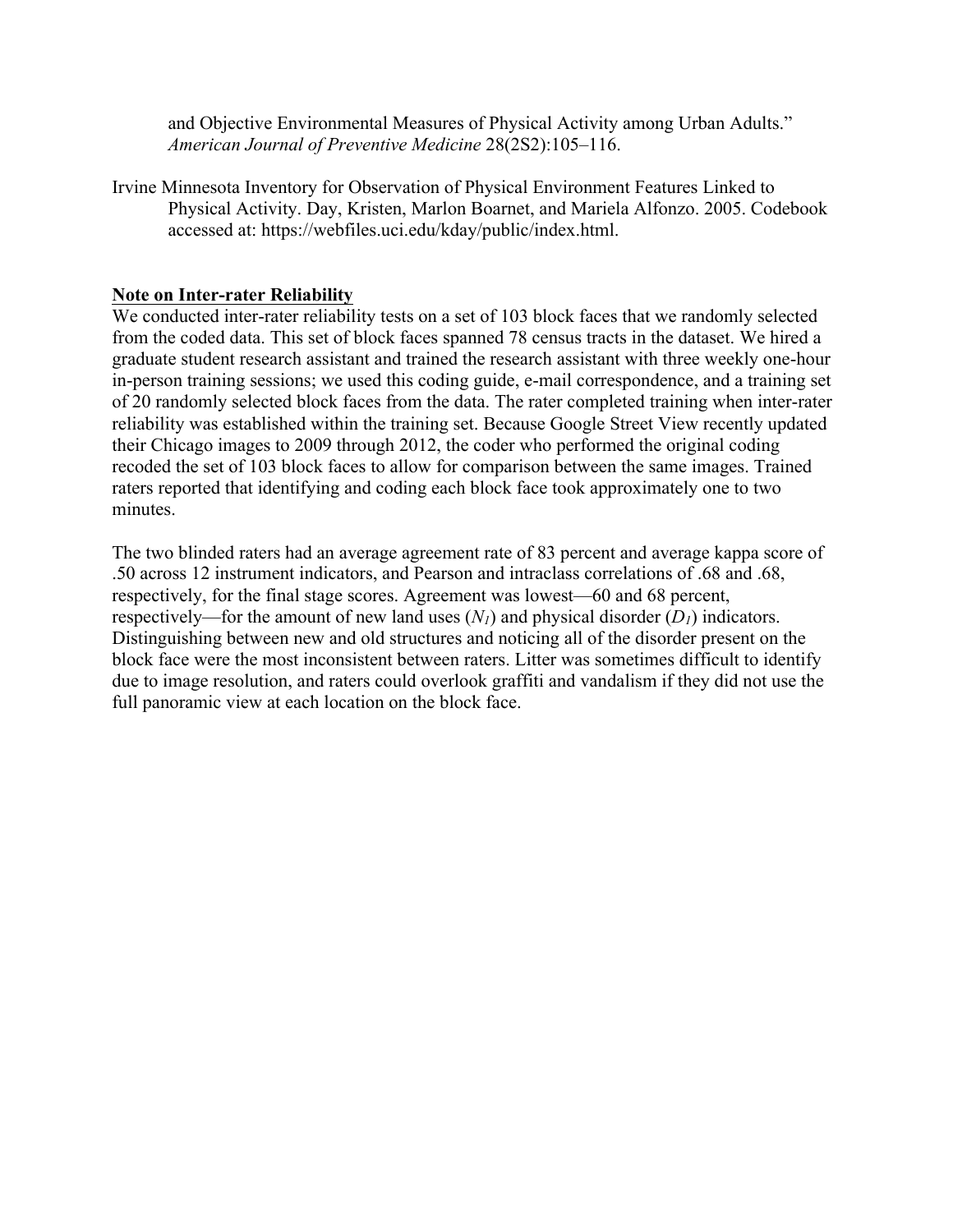and Objective Environmental Measures of Physical Activity among Urban Adults." *American Journal of Preventive Medicine* 28(2S2):105–116.

Irvine Minnesota Inventory for Observation of Physical Environment Features Linked to Physical Activity. Day, Kristen, Marlon Boarnet, and Mariela Alfonzo. 2005. Codebook accessed at: https://webfiles.uci.edu/kday/public/index.html.

## Note on Inter-rater Reliability

We conducted inter-rater reliability tests on a set of 103 block faces that we randomly selected from the coded data. This set of block faces spanned 78 census tracts in the dataset. We hired a graduate student research assistant and trained the research assistant with three weekly one-hour in-person training sessions; we used this coding guide, e-mail correspondence, and a training set of 20 randomly selected block faces from the data. The rater completed training when inter-rater reliability was established within the training set. Because Google Street View recently updated their Chicago images to 2009 through 2012, the coder who performed the original coding recoded the set of 103 block faces to allow for comparison between the same images. Trained raters reported that identifying and coding each block face took approximately one to two minutes.

The two blinded raters had an average agreement rate of 83 percent and average kappa score of .50 across 12 instrument indicators, and Pearson and intraclass correlations of .68 and .68, respectively, for the final stage scores. Agreement was lowest—60 and 68 percent, respectively—for the amount of new land uses ($N_1$) and physical disorder ($D_1$) indicators. Distinguishing between new and old structures and noticing all of the disorder present on the block face were the most inconsistent between raters. Litter was sometimes difficult to identify due to image resolution, and raters could overlook graffiti and vandalism if they did not use the full panoramic view at each location on the block face.